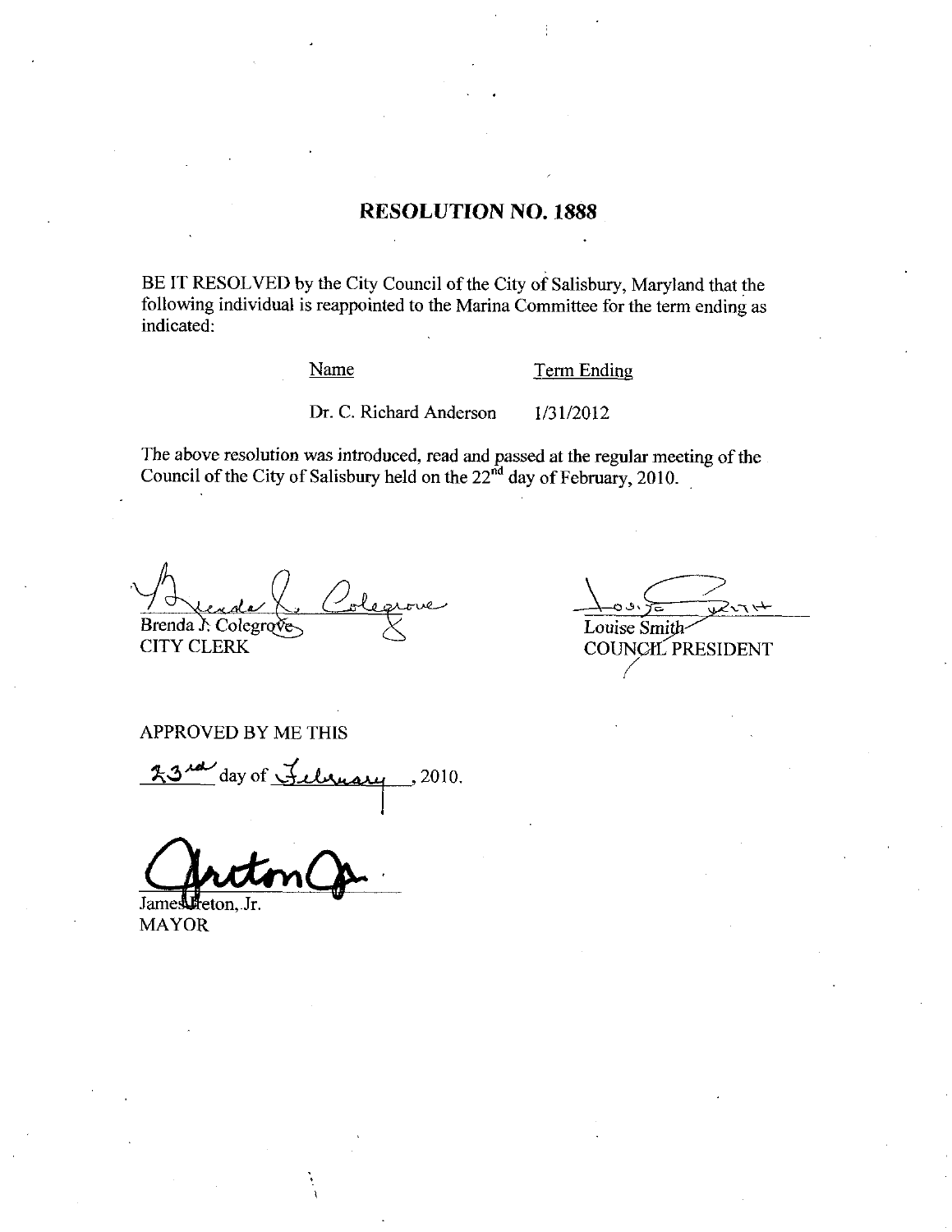# RESOLUTION NO. 1888

BE IT RESOLVED by the City Council of the City of Salisbury, Maryland that the following individual is reappointed to the Marina Committee for the term ending as indicated:

| Name | Term Ending |
| --- | --- |
| Dr. C. Richard Anderson | 1/31/2012 |

The above resolution was introduced, read and passed at the regular meeting of the Council of the City of Salisbury held on the 22nd day of February, 2010.

Brenda J. Colegrove
CITY CLERK

Louise Smith
COUNCIL PRESIDENT

APPROVED BY ME THIS

23rd day of February, 2010.

James Ireton, Jr.
MAYOR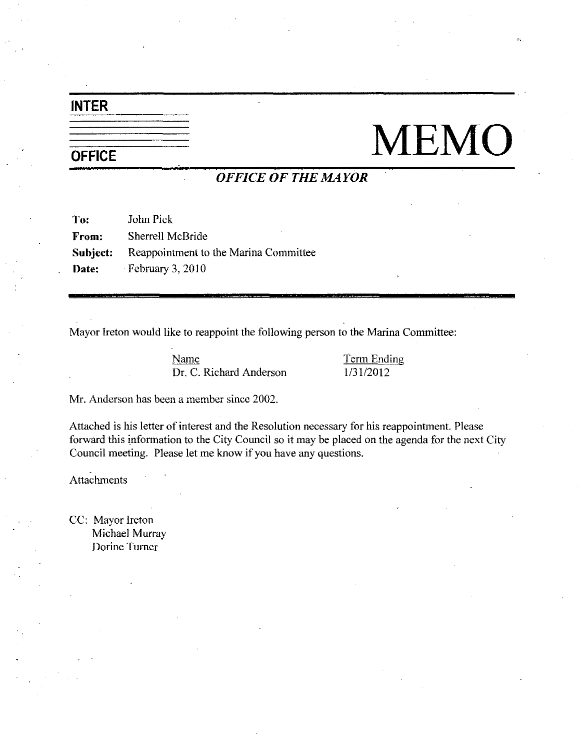**INTER OFFICE**

# MEMO

***OFFICE OF THE MAYOR***

**To:** John Pick
**From:** Sherrell McBride
**Subject:** Reappointment to the Marina Committee
**Date:** February 3, 2010

Mayor Ireton would like to reappoint the following person to the Marina Committee:

| Name | Term Ending |
| --- | --- |
| Dr. C. Richard Anderson | 1/31/2012 |

Mr. Anderson has been a member since 2002.

Attached is his letter of interest and the Resolution necessary for his reappointment. Please forward this information to the City Council so it may be placed on the agenda for the next City Council meeting. Please let me know if you have any questions.

Attachments

CC: Mayor Ireton
Michael Murray
Dorine Turner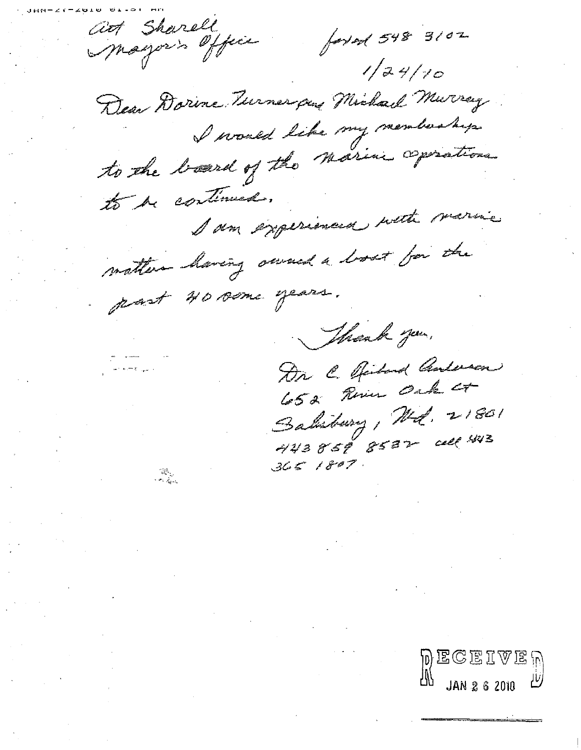Att Sharell
Mayor's Office

faxed 548 3102

1/24/10

Dear Dorine Turner and Michael Murray

I would like my membership to the board of the Marine operations to be continued.

I am experienced with marine matters having owned a boat for the past 40 some years.

Thank you,

Dr C. Richard Anderson
652 River Oak Ct
Salisbury, Md. 21801
443 859 8532 cell 443
365 1807

RECEIVED
JAN 26 2010